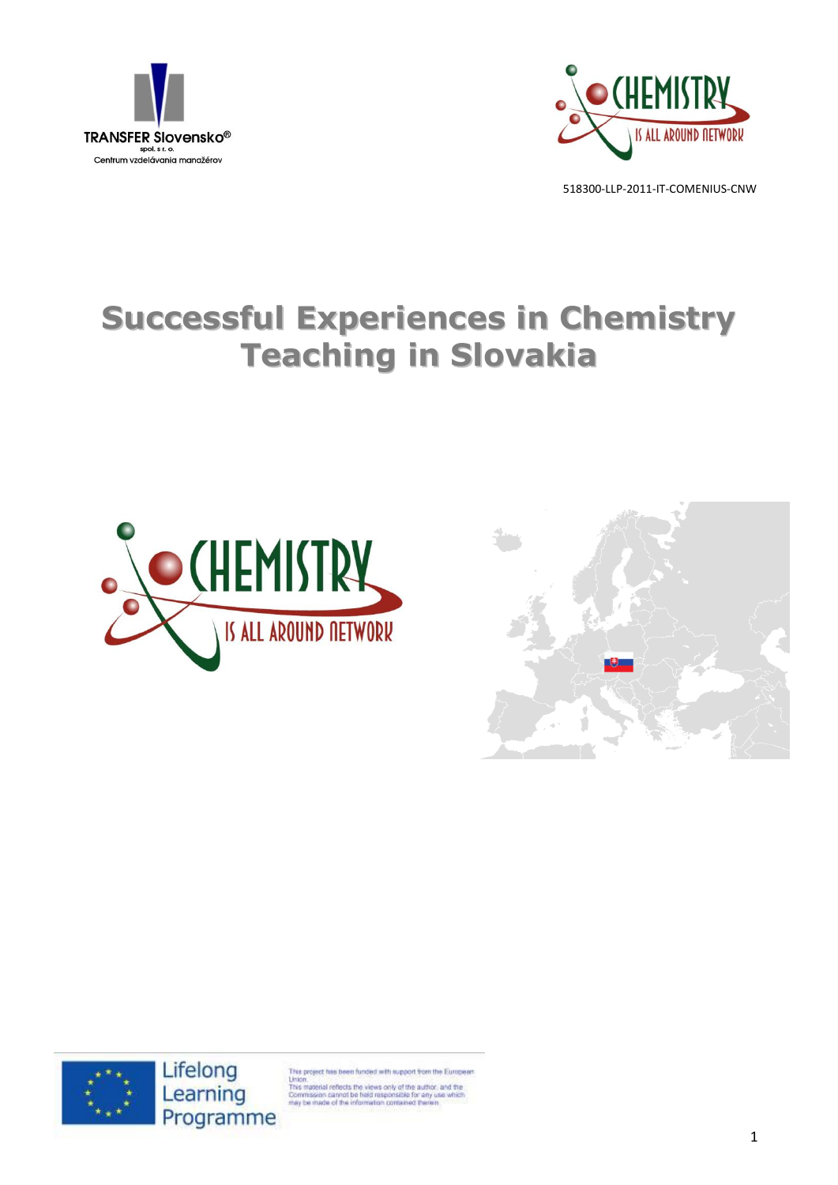TRANSFER Slovensko®

spol. s r. o.

Centrum vzdelávania manažérov

518300-LLP-2011-IT-COMENIUS-CNW

# Successful Experiences in Chemistry Teaching in Slovakia

Lifelong Learning Programme

This project has been funded with support from the European Union.
This material reflects the views only of the author, and the Commission cannot be held responsible for any use which may be made of the information contained therein.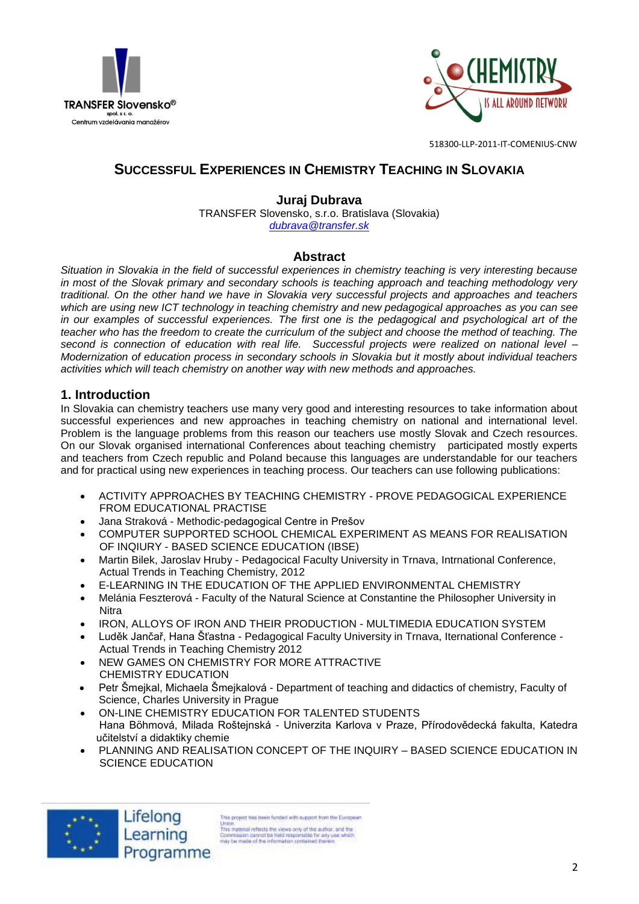518300-LLP-2011-IT-COMENIUS-CNW

# SUCCESSFUL EXPERIENCES IN CHEMISTRY TEACHING IN SLOVAKIA

**Juraj Dubrava**
TRANSFER Slovensko, s.r.o. Bratislava (Slovakia)
dubrava@transfer.sk

## Abstract

*Situation in Slovakia in the field of successful experiences in chemistry teaching is very interesting because in most of the Slovak primary and secondary schools is teaching approach and teaching methodology very traditional. On the other hand we have in Slovakia very successful projects and approaches and teachers which are using new ICT technology in teaching chemistry and new pedagogical approaches as you can see in our examples of successful experiences. The first one is the pedagogical and psychological art of the teacher who has the freedom to create the curriculum of the subject and choose the method of teaching. The second is connection of education with real life. Successful projects were realized on national level – Modernization of education process in secondary schools in Slovakia but it mostly about individual teachers activities which will teach chemistry on another way with new methods and approaches.*

## 1. Introduction

In Slovakia can chemistry teachers use many very good and interesting resources to take information about successful experiences and new approaches in teaching chemistry on national and international level. Problem is the language problems from this reason our teachers use mostly Slovak and Czech resources. On our Slovak organised international Conferences about teaching chemistry participated mostly experts and teachers from Czech republic and Poland because this languages are understandable for our teachers and for practical using new experiences in teaching process. Our teachers can use following publications:

- ACTIVITY APPROACHES BY TEACHING CHEMISTRY - PROVE PEDAGOGICAL EXPERIENCE FROM EDUCATIONAL PRACTISE
- Jana Straková - Methodic-pedagogical Centre in Prešov
- COMPUTER SUPPORTED SCHOOL CHEMICAL EXPERIMENT AS MEANS FOR REALISATION OF INQIURY - BASED SCIENCE EDUCATION (IBSE)
- Martin Bilek, Jaroslav Hruby - Pedagocical Faculty University in Trnava, Intrnational Conference, Actual Trends in Teaching Chemistry, 2012
- E-LEARNING IN THE EDUCATION OF THE APPLIED ENVIRONMENTAL CHEMISTRY
- Melánia Feszterová - Faculty of the Natural Science at Constantine the Philosopher University in Nitra
- IRON, ALLOYS OF IRON AND THEIR PRODUCTION - MULTIMEDIA EDUCATION SYSTEM
- Luděk Jančař, Hana Šťastna - Pedagogical Faculty University in Trnava, International Conference - Actual Trends in Teaching Chemistry 2012
- NEW GAMES ON CHEMISTRY FOR MORE ATTRACTIVE CHEMISTRY EDUCATION
- Petr Šmejkal, Michaela Šmejkalová - Department of teaching and didactics of chemistry, Faculty of Science, Charles University in Prague
- ON-LINE CHEMISTRY EDUCATION FOR TALENTED STUDENTS
  Hana Böhmová, Milada Roštejnská - Univerzita Karlova v Praze, Přírodovědecká fakulta, Katedra učitelství a didaktiky chemie
- PLANNING AND REALISATION CONCEPT OF THE INQUIRY – BASED SCIENCE EDUCATION IN SCIENCE EDUCATION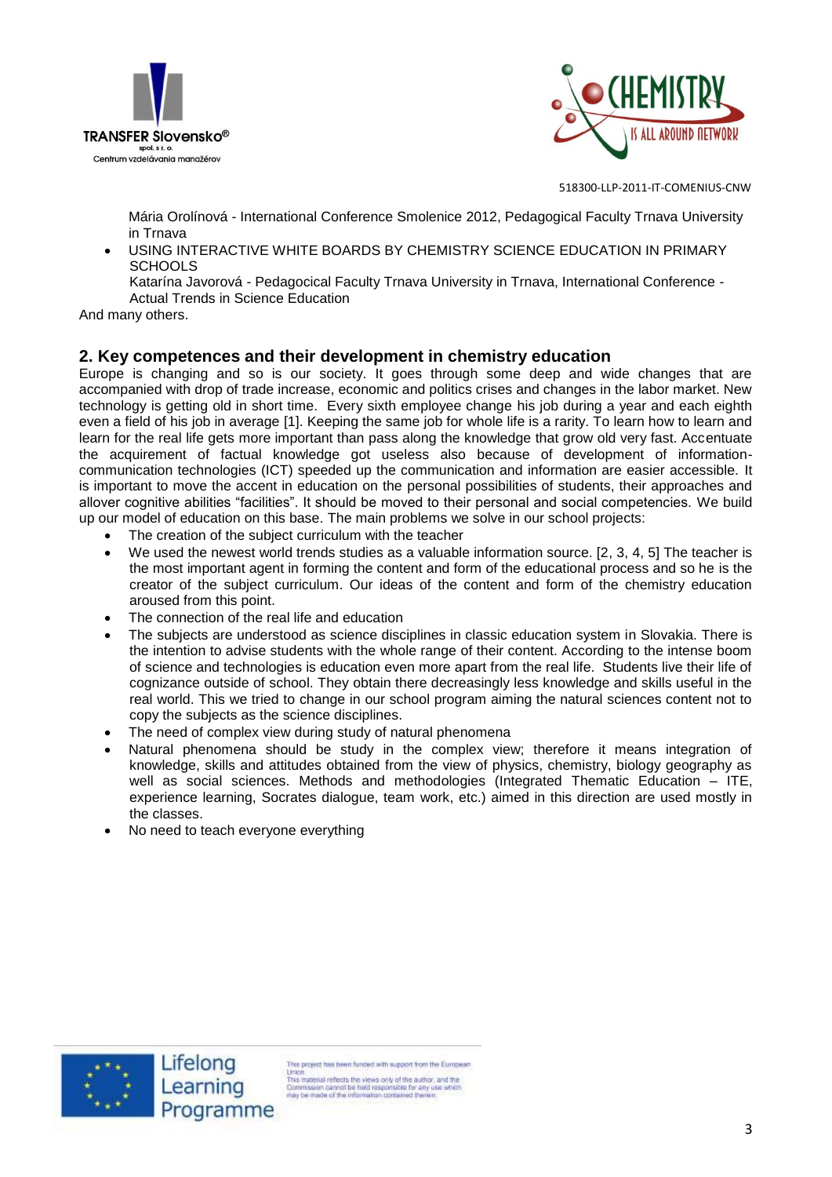Mária Orolínová - International Conference Smolenice 2012, Pedagogical Faculty Trnava University in Trnava

- USING INTERACTIVE WHITE BOARDS BY CHEMISTRY SCIENCE EDUCATION IN PRIMARY SCHOOLS
  Katarína Javorová - Pedagocical Faculty Trnava University in Trnava, International Conference - Actual Trends in Science Education

And many others.

## 2. Key competences and their development in chemistry education

Europe is changing and so is our society. It goes through some deep and wide changes that are accompanied with drop of trade increase, economic and politics crises and changes in the labor market. New technology is getting old in short time. Every sixth employee change his job during a year and each eighth even a field of his job in average [1]. Keeping the same job for whole life is a rarity. To learn how to learn and learn for the real life gets more important than pass along the knowledge that grow old very fast. Accentuate the acquirement of factual knowledge got useless also because of development of information-communication technologies (ICT) speeded up the communication and information are easier accessible. It is important to move the accent in education on the personal possibilities of students, their approaches and allover cognitive abilities "facilities". It should be moved to their personal and social competencies. We build up our model of education on this base. The main problems we solve in our school projects:

- The creation of the subject curriculum with the teacher
- We used the newest world trends studies as a valuable information source. [2, 3, 4, 5] The teacher is the most important agent in forming the content and form of the educational process and so he is the creator of the subject curriculum. Our ideas of the content and form of the chemistry education aroused from this point.
- The connection of the real life and education
- The subjects are understood as science disciplines in classic education system in Slovakia. There is the intention to advise students with the whole range of their content. According to the intense boom of science and technologies is education even more apart from the real life. Students live their life of cognizance outside of school. They obtain there decreasingly less knowledge and skills useful in the real world. This we tried to change in our school program aiming the natural sciences content not to copy the subjects as the science disciplines.
- The need of complex view during study of natural phenomena
- Natural phenomena should be study in the complex view; therefore it means integration of knowledge, skills and attitudes obtained from the view of physics, chemistry, biology geography as well as social sciences. Methods and methodologies (Integrated Thematic Education – ITE, experience learning, Socrates dialogue, team work, etc.) aimed in this direction are used mostly in the classes.
- No need to teach everyone everything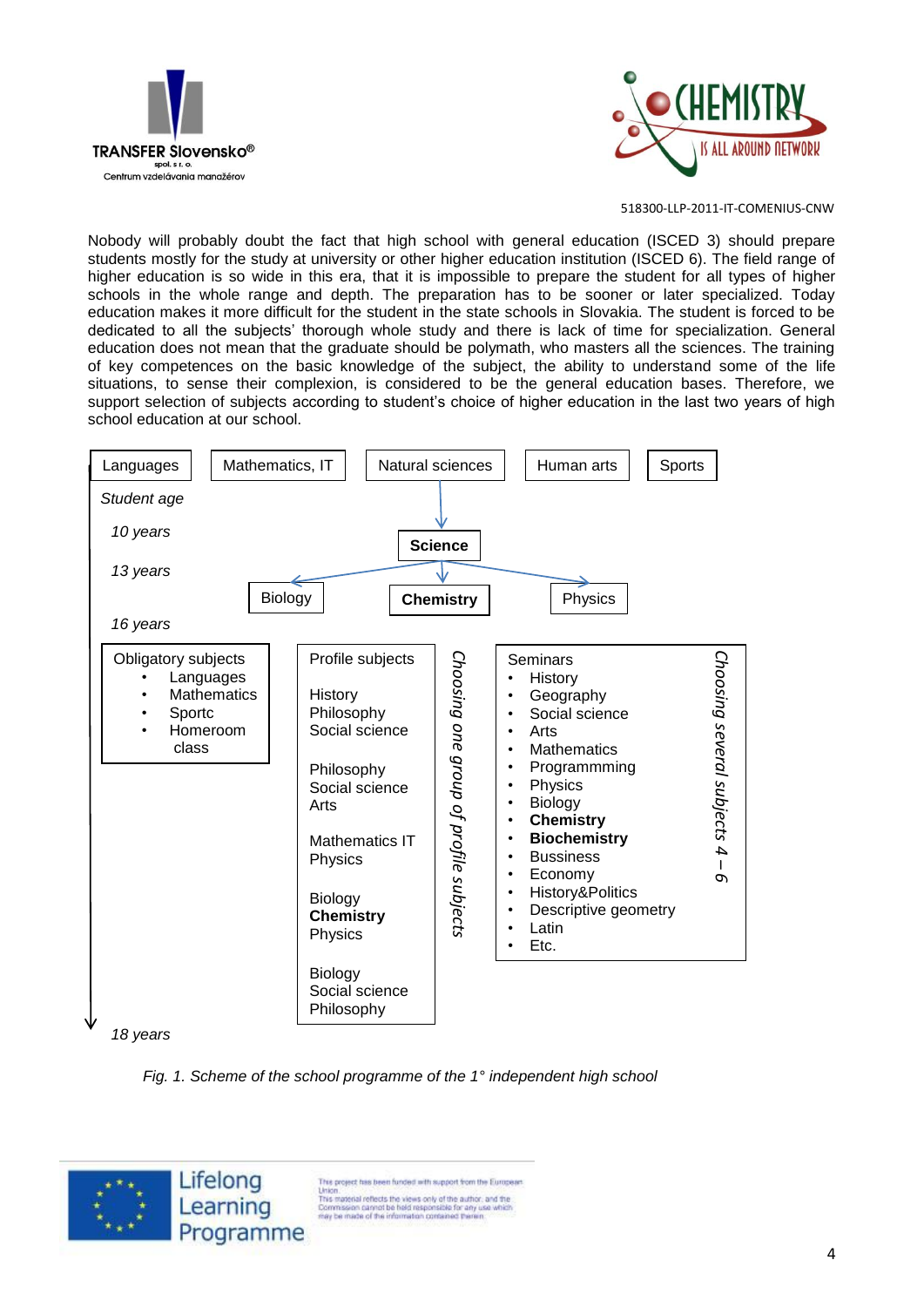Nobody will probably doubt the fact that high school with general education (ISCED 3) should prepare students mostly for the study at university or other higher education institution (ISCED 6). The field range of higher education is so wide in this era, that it is impossible to prepare the student for all types of higher schools in the whole range and depth. The preparation has to be sooner or later specialized. Today education makes it more difficult for the student in the state schools in Slovakia. The student is forced to be dedicated to all the subjects' thorough whole study and there is lack of time for specialization. General education does not mean that the graduate should be polymath, who masters all the sciences. The training of key competences on the basic knowledge of the subject, the ability to understand some of the life situations, to sense their complexion, is considered to be the general education bases. Therefore, we support selection of subjects according to student's choice of higher education in the last two years of high school education at our school.

Languages | Mathematics, IT | Natural sciences | Human arts | Sports

*Student age*

*10 years* — **Science**

*13 years* — Biology | **Chemistry** | Physics

*16 years*

Obligatory subjects
- Languages
- Mathematics
- Sportc
- Homeroom class

Profile subjects

History
Philosophy
Social science

Philosophy
Social science
Arts

Mathematics IT
Physics

Biology
**Chemistry**
Physics

Biology
Social science
Philosophy

*Choosing one group of profile subjects*

Seminars
- History
- Geography
- Social science
- Arts
- Mathematics
- Programmming
- Physics
- Biology
- **Chemistry**
- **Biochemistry**
- Bussiness
- Economy
- History&Politics
- Descriptive geometry
- Latin
- Etc.

*Choosing several subjects 4 – 6*

*18 years*

*Fig. 1. Scheme of the school programme of the 1° independent high school*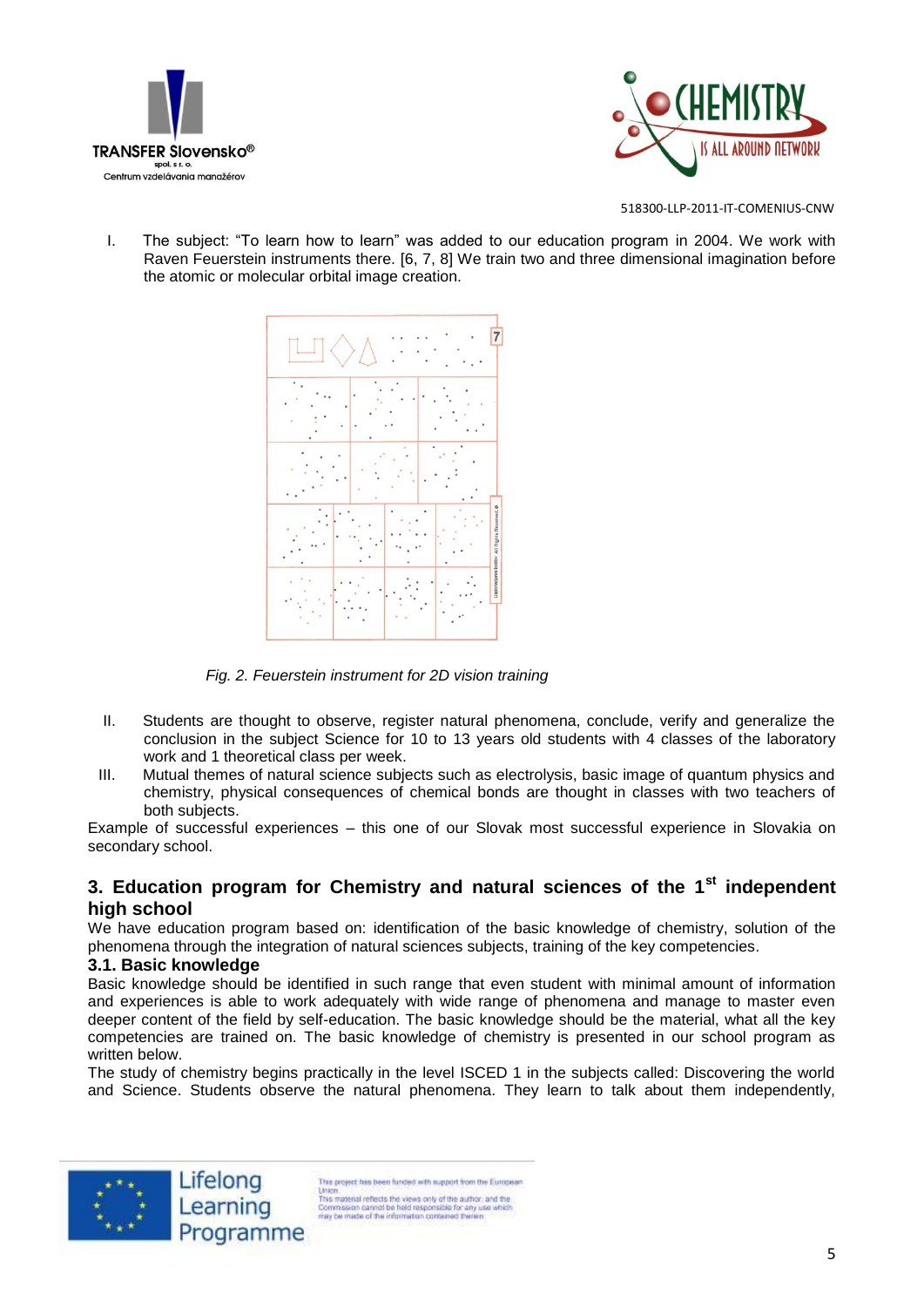I. The subject: "To learn how to learn" was added to our education program in 2004. We work with Raven Feuerstein instruments there. [6, 7, 8] We train two and three dimensional imagination before the atomic or molecular orbital image creation.

*Fig. 2. Feuerstein instrument for 2D vision training*

II. Students are thought to observe, register natural phenomena, conclude, verify and generalize the conclusion in the subject Science for 10 to 13 years old students with 4 classes of the laboratory work and 1 theoretical class per week.

III. Mutual themes of natural science subjects such as electrolysis, basic image of quantum physics and chemistry, physical consequences of chemical bonds are thought in classes with two teachers of both subjects.

Example of successful experiences – this one of our Slovak most successful experience in Slovakia on secondary school.

## 3. Education program for Chemistry and natural sciences of the 1st independent high school

We have education program based on: identification of the basic knowledge of chemistry, solution of the phenomena through the integration of natural sciences subjects, training of the key competencies.

### 3.1. Basic knowledge

Basic knowledge should be identified in such range that even student with minimal amount of information and experiences is able to work adequately with wide range of phenomena and manage to master even deeper content of the field by self-education. The basic knowledge should be the material, what all the key competencies are trained on. The basic knowledge of chemistry is presented in our school program as written below.

The study of chemistry begins practically in the level ISCED 1 in the subjects called: Discovering the world and Science. Students observe the natural phenomena. They learn to talk about them independently,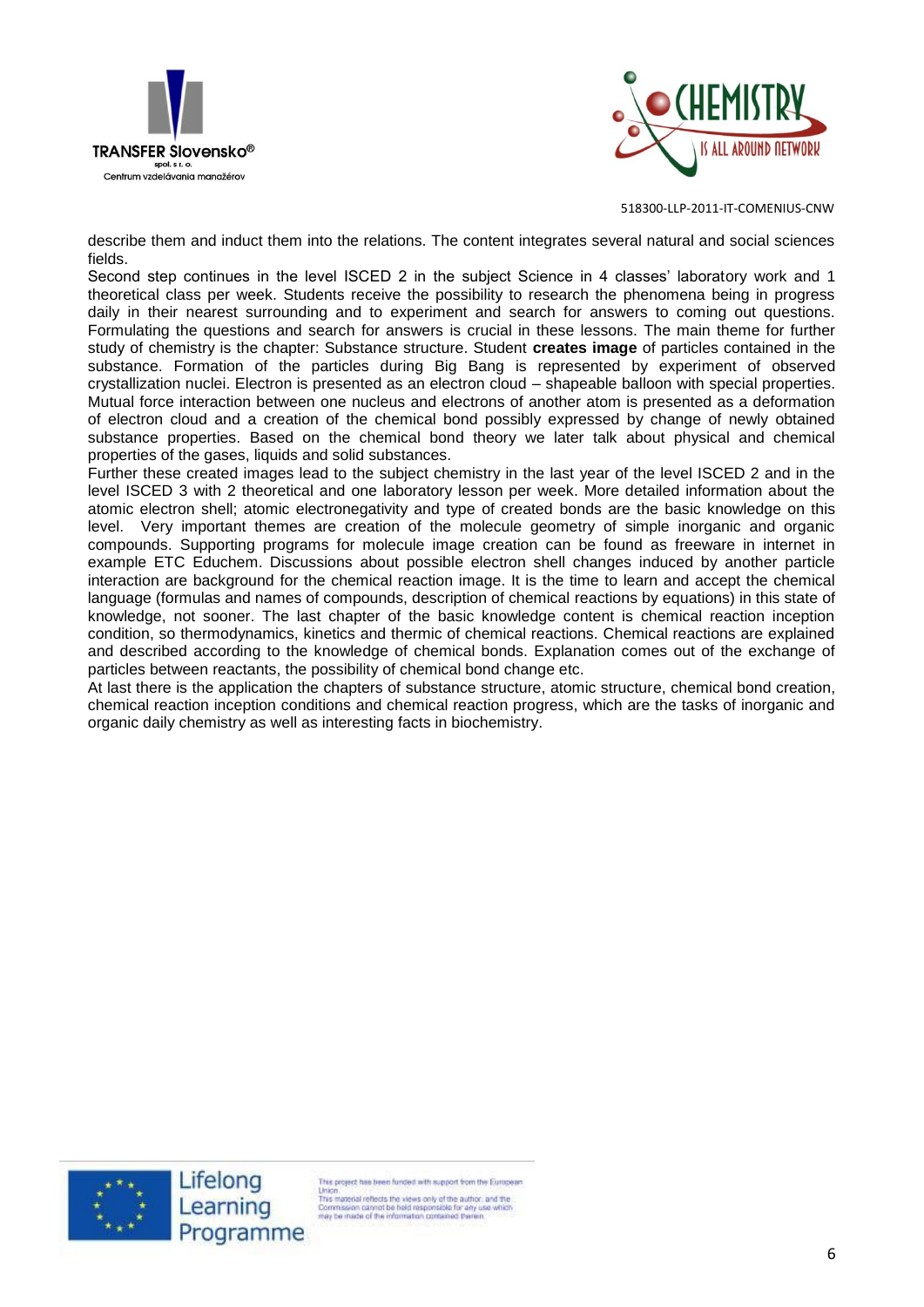describe them and induct them into the relations. The content integrates several natural and social sciences fields.

Second step continues in the level ISCED 2 in the subject Science in 4 classes' laboratory work and 1 theoretical class per week. Students receive the possibility to research the phenomena being in progress daily in their nearest surrounding and to experiment and search for answers to coming out questions. Formulating the questions and search for answers is crucial in these lessons. The main theme for further study of chemistry is the chapter: Substance structure. Student **creates image** of particles contained in the substance. Formation of the particles during Big Bang is represented by experiment of observed crystallization nuclei. Electron is presented as an electron cloud – shapeable balloon with special properties. Mutual force interaction between one nucleus and electrons of another atom is presented as a deformation of electron cloud and a creation of the chemical bond possibly expressed by change of newly obtained substance properties. Based on the chemical bond theory we later talk about physical and chemical properties of the gases, liquids and solid substances.

Further these created images lead to the subject chemistry in the last year of the level ISCED 2 and in the level ISCED 3 with 2 theoretical and one laboratory lesson per week. More detailed information about the atomic electron shell; atomic electronegativity and type of created bonds are the basic knowledge on this level. Very important themes are creation of the molecule geometry of simple inorganic and organic compounds. Supporting programs for molecule image creation can be found as freeware in internet in example ETC Educhem. Discussions about possible electron shell changes induced by another particle interaction are background for the chemical reaction image. It is the time to learn and accept the chemical language (formulas and names of compounds, description of chemical reactions by equations) in this state of knowledge, not sooner. The last chapter of the basic knowledge content is chemical reaction inception condition, so thermodynamics, kinetics and thermic of chemical reactions. Chemical reactions are explained and described according to the knowledge of chemical bonds. Explanation comes out of the exchange of particles between reactants, the possibility of chemical bond change etc.

At last there is the application the chapters of substance structure, atomic structure, chemical bond creation, chemical reaction inception conditions and chemical reaction progress, which are the tasks of inorganic and organic daily chemistry as well as interesting facts in biochemistry.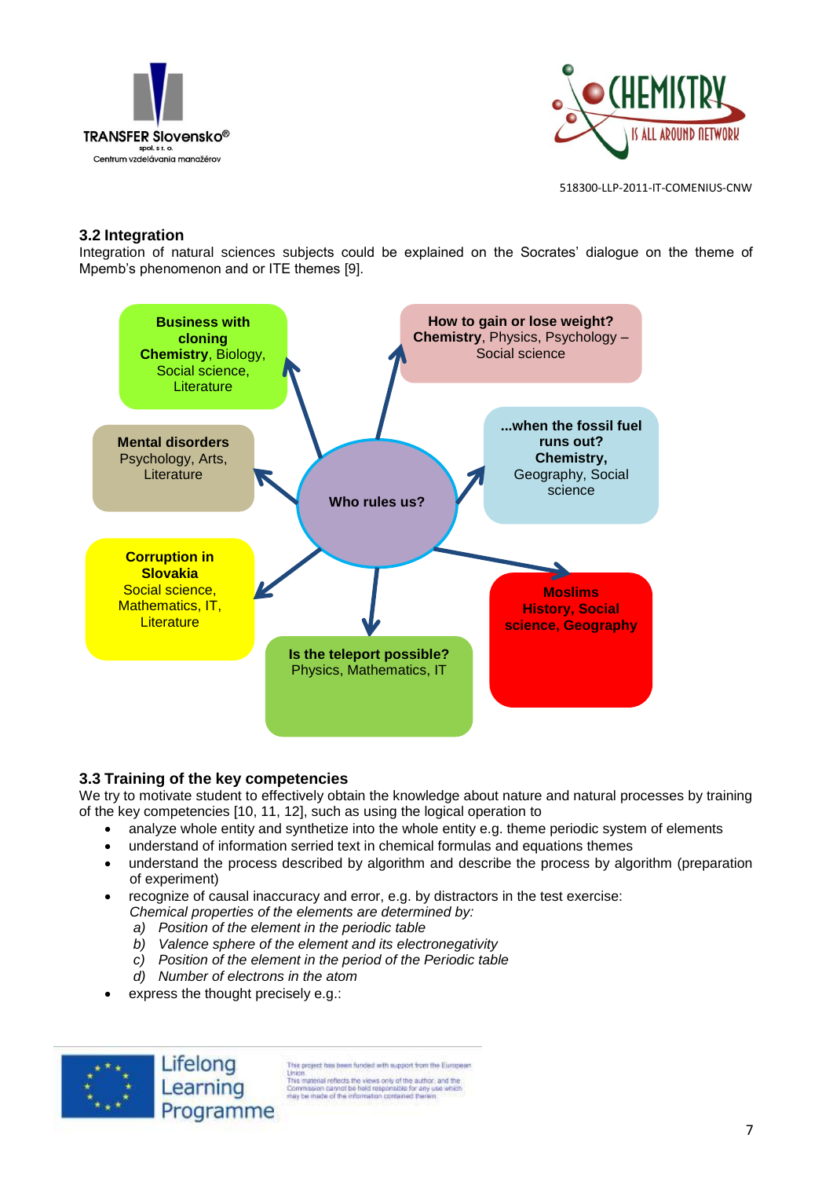### 3.2 Integration

Integration of natural sciences subjects could be explained on the Socrates' dialogue on the theme of Mpemb's phenomenon and or ITE themes [9].

**Who rules us?**

- **Business with cloning** – **Chemistry**, Biology, Social science, Literature
- **How to gain or lose weight?** – **Chemistry**, Physics, Psychology – Social science
- **Mental disorders** – Psychology, Arts, Literature
- **...when the fossil fuel runs out?** – **Chemistry,** Geography, Social science
- **Corruption in Slovakia** – Social science, Mathematics, IT, Literature
- **Moslims** – **History, Social science, Geography**
- **Is the teleport possible?** – Physics, Mathematics, IT

### 3.3 Training of the key competencies

We try to motivate student to effectively obtain the knowledge about nature and natural processes by training of the key competencies [10, 11, 12], such as using the logical operation to

- analyze whole entity and synthetize into the whole entity e.g. theme periodic system of elements
- understand of information serried text in chemical formulas and equations themes
- understand the process described by algorithm and describe the process by algorithm (preparation of experiment)
- recognize of causal inaccuracy and error, e.g. by distractors in the test exercise:
  *Chemical properties of the elements are determined by:*
  *a) Position of the element in the periodic table*
  *b) Valence sphere of the element and its electronegativity*
  *c) Position of the element in the period of the Periodic table*
  *d) Number of electrons in the atom*
- express the thought precisely e.g.: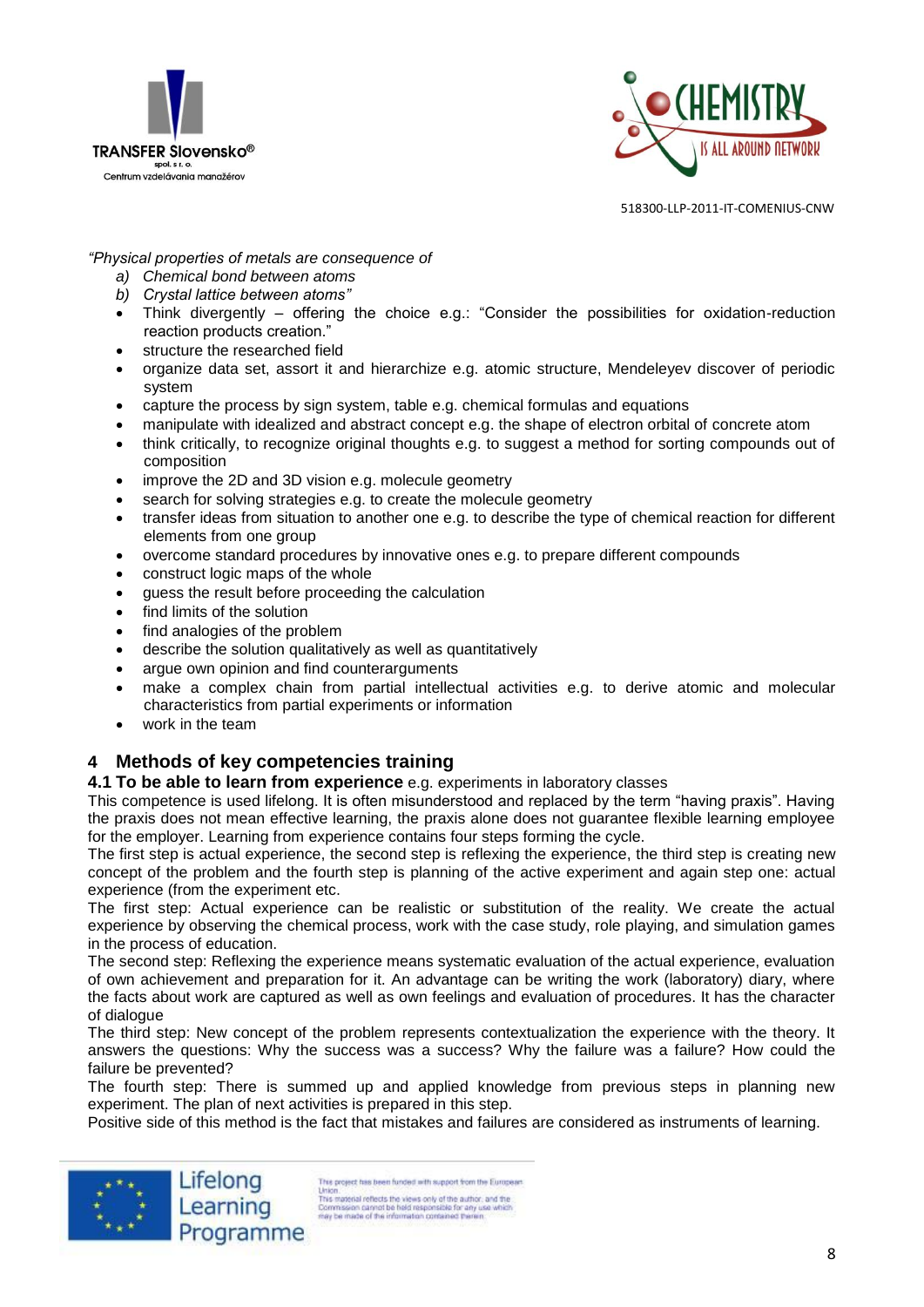*"Physical properties of metals are consequence of*

a) *Chemical bond between atoms*
b) *Crystal lattice between atoms"*

- Think divergently – offering the choice e.g.: "Consider the possibilities for oxidation-reduction reaction products creation."
- structure the researched field
- organize data set, assort it and hierarchize e.g. atomic structure, Mendeleyev discover of periodic system
- capture the process by sign system, table e.g. chemical formulas and equations
- manipulate with idealized and abstract concept e.g. the shape of electron orbital of concrete atom
- think critically, to recognize original thoughts e.g. to suggest a method for sorting compounds out of composition
- improve the 2D and 3D vision e.g. molecule geometry
- search for solving strategies e.g. to create the molecule geometry
- transfer ideas from situation to another one e.g. to describe the type of chemical reaction for different elements from one group
- overcome standard procedures by innovative ones e.g. to prepare different compounds
- construct logic maps of the whole
- guess the result before proceeding the calculation
- find limits of the solution
- find analogies of the problem
- describe the solution qualitatively as well as quantitatively
- argue own opinion and find counterarguments
- make a complex chain from partial intellectual activities e.g. to derive atomic and molecular characteristics from partial experiments or information
- work in the team

## 4 Methods of key competencies training

### 4.1 To be able to learn from experience e.g. experiments in laboratory classes

This competence is used lifelong. It is often misunderstood and replaced by the term "having praxis". Having the praxis does not mean effective learning, the praxis alone does not guarantee flexible learning employee for the employer. Learning from experience contains four steps forming the cycle.

The first step is actual experience, the second step is reflexing the experience, the third step is creating new concept of the problem and the fourth step is planning of the active experiment and again step one: actual experience (from the experiment etc.

The first step: Actual experience can be realistic or substitution of the reality. We create the actual experience by observing the chemical process, work with the case study, role playing, and simulation games in the process of education.

The second step: Reflexing the experience means systematic evaluation of the actual experience, evaluation of own achievement and preparation for it. An advantage can be writing the work (laboratory) diary, where the facts about work are captured as well as own feelings and evaluation of procedures. It has the character of dialogue

The third step: New concept of the problem represents contextualization the experience with the theory. It answers the questions: Why the success was a success? Why the failure was a failure? How could the failure be prevented?

The fourth step: There is summed up and applied knowledge from previous steps in planning new experiment. The plan of next activities is prepared in this step.

Positive side of this method is the fact that mistakes and failures are considered as instruments of learning.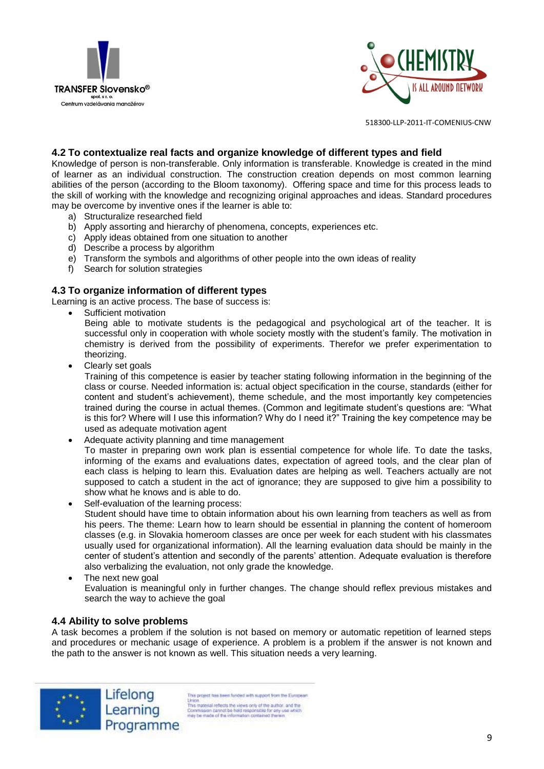## 4.2 To contextualize real facts and organize knowledge of different types and field

Knowledge of person is non-transferable. Only information is transferable. Knowledge is created in the mind of learner as an individual construction. The construction creation depends on most common learning abilities of the person (according to the Bloom taxonomy). Offering space and time for this process leads to the skill of working with the knowledge and recognizing original approaches and ideas. Standard procedures may be overcome by inventive ones if the learner is able to:

a) Structuralize researched field
b) Apply assorting and hierarchy of phenomena, concepts, experiences etc.
c) Apply ideas obtained from one situation to another
d) Describe a process by algorithm
e) Transform the symbols and algorithms of other people into the own ideas of reality
f) Search for solution strategies

## 4.3 To organize information of different types

Learning is an active process. The base of success is:

- Sufficient motivation
  Being able to motivate students is the pedagogical and psychological art of the teacher. It is successful only in cooperation with whole society mostly with the student's family. The motivation in chemistry is derived from the possibility of experiments. Therefor we prefer experimentation to theorizing.
- Clearly set goals
  Training of this competence is easier by teacher stating following information in the beginning of the class or course. Needed information is: actual object specification in the course, standards (either for content and student's achievement), theme schedule, and the most importantly key competencies trained during the course in actual themes. (Common and legitimate student's questions are: "What is this for? Where will I use this information? Why do I need it?" Training the key competence may be used as adequate motivation agent
- Adequate activity planning and time management
  To master in preparing own work plan is essential competence for whole life. To date the tasks, informing of the exams and evaluations dates, expectation of agreed tools, and the clear plan of each class is helping to learn this. Evaluation dates are helping as well. Teachers actually are not supposed to catch a student in the act of ignorance; they are supposed to give him a possibility to show what he knows and is able to do.
- Self-evaluation of the learning process:
  Student should have time to obtain information about his own learning from teachers as well as from his peers. The theme: Learn how to learn should be essential in planning the content of homeroom classes (e.g. in Slovakia homeroom classes are once per week for each student with his classmates usually used for organizational information). All the learning evaluation data should be mainly in the center of student's attention and secondly of the parents' attention. Adequate evaluation is therefore also verbalizing the evaluation, not only grade the knowledge.
- The next new goal
  Evaluation is meaningful only in further changes. The change should reflex previous mistakes and search the way to achieve the goal

## 4.4 Ability to solve problems

A task becomes a problem if the solution is not based on memory or automatic repetition of learned steps and procedures or mechanic usage of experience. A problem is a problem if the answer is not known and the path to the answer is not known as well. This situation needs a very learning.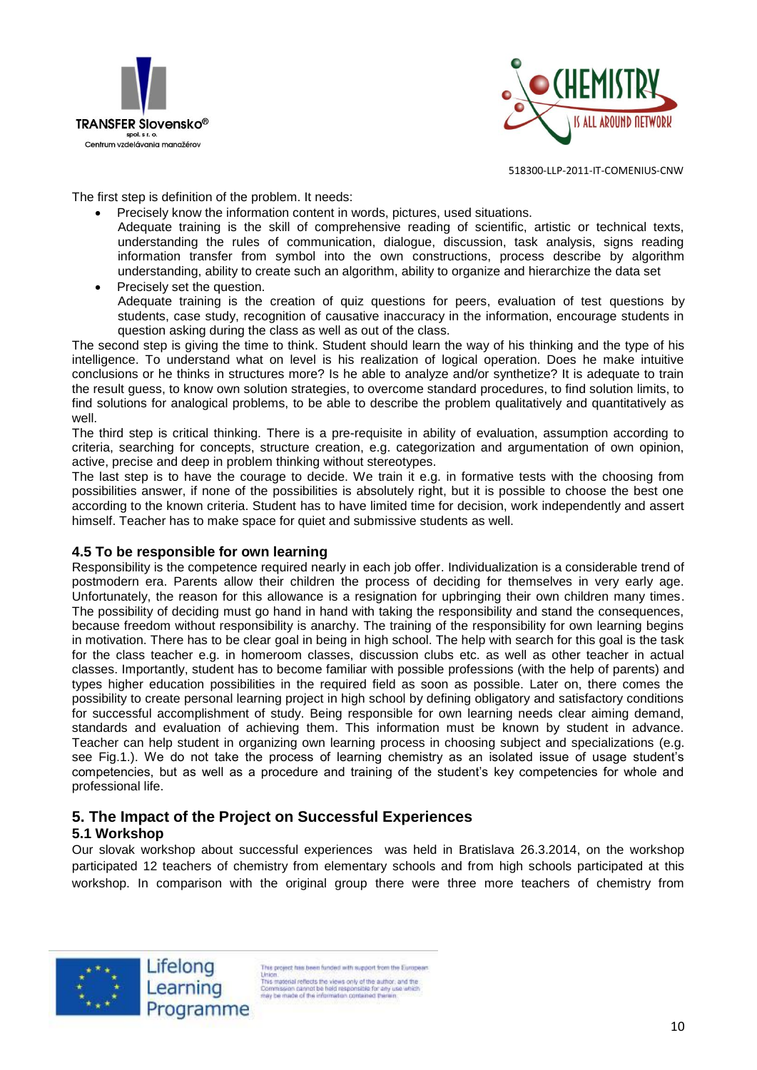The first step is definition of the problem. It needs:

- Precisely know the information content in words, pictures, used situations.
  Adequate training is the skill of comprehensive reading of scientific, artistic or technical texts, understanding the rules of communication, dialogue, discussion, task analysis, signs reading information transfer from symbol into the own constructions, process describe by algorithm understanding, ability to create such an algorithm, ability to organize and hierarchize the data set
- Precisely set the question.
  Adequate training is the creation of quiz questions for peers, evaluation of test questions by students, case study, recognition of causative inaccuracy in the information, encourage students in question asking during the class as well as out of the class.

The second step is giving the time to think. Student should learn the way of his thinking and the type of his intelligence. To understand what on level is his realization of logical operation. Does he make intuitive conclusions or he thinks in structures more? Is he able to analyze and/or synthetize? It is adequate to train the result guess, to know own solution strategies, to overcome standard procedures, to find solution limits, to find solutions for analogical problems, to be able to describe the problem qualitatively and quantitatively as well.

The third step is critical thinking. There is a pre-requisite in ability of evaluation, assumption according to criteria, searching for concepts, structure creation, e.g. categorization and argumentation of own opinion, active, precise and deep in problem thinking without stereotypes.

The last step is to have the courage to decide. We train it e.g. in formative tests with the choosing from possibilities answer, if none of the possibilities is absolutely right, but it is possible to choose the best one according to the known criteria. Student has to have limited time for decision, work independently and assert himself. Teacher has to make space for quiet and submissive students as well.

### 4.5 To be responsible for own learning

Responsibility is the competence required nearly in each job offer. Individualization is a considerable trend of postmodern era. Parents allow their children the process of deciding for themselves in very early age. Unfortunately, the reason for this allowance is a resignation for upbringing their own children many times. The possibility of deciding must go hand in hand with taking the responsibility and stand the consequences, because freedom without responsibility is anarchy. The training of the responsibility for own learning begins in motivation. There has to be clear goal in being in high school. The help with search for this goal is the task for the class teacher e.g. in homeroom classes, discussion clubs etc. as well as other teacher in actual classes. Importantly, student has to become familiar with possible professions (with the help of parents) and types higher education possibilities in the required field as soon as possible. Later on, there comes the possibility to create personal learning project in high school by defining obligatory and satisfactory conditions for successful accomplishment of study. Being responsible for own learning needs clear aiming demand, standards and evaluation of achieving them. This information must be known by student in advance. Teacher can help student in organizing own learning process in choosing subject and specializations (e.g. see Fig.1.). We do not take the process of learning chemistry as an isolated issue of usage student's competencies, but as well as a procedure and training of the student's key competencies for whole and professional life.

## 5. The Impact of the Project on Successful Experiences

### 5.1 Workshop

Our slovak workshop about successful experiences was held in Bratislava 26.3.2014, on the workshop participated 12 teachers of chemistry from elementary schools and from high schools participated at this workshop. In comparison with the original group there were three more teachers of chemistry from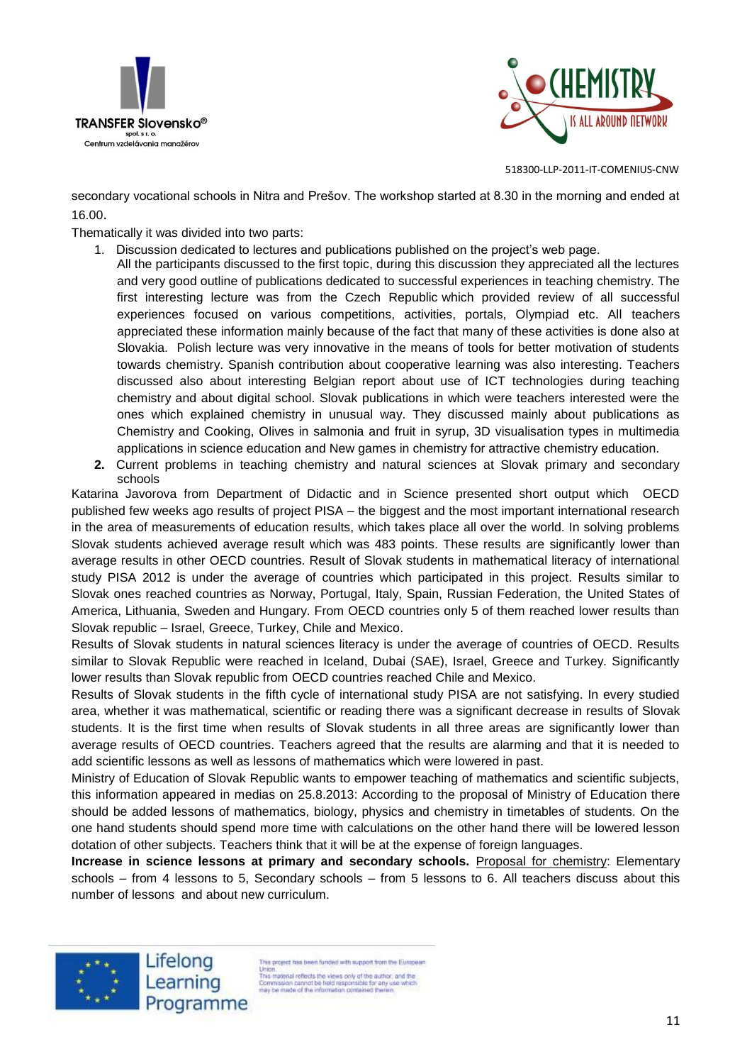secondary vocational schools in Nitra and Prešov. The workshop started at 8.30 in the morning and ended at 16.00.

Thematically it was divided into two parts:

1. Discussion dedicated to lectures and publications published on the project's web page.
   All the participants discussed to the first topic, during this discussion they appreciated all the lectures and very good outline of publications dedicated to successful experiences in teaching chemistry. The first interesting lecture was from the Czech Republic which provided review of all successful experiences focused on various competitions, activities, portals, Olympiad etc. All teachers appreciated these information mainly because of the fact that many of these activities is done also at Slovakia. Polish lecture was very innovative in the means of tools for better motivation of students towards chemistry. Spanish contribution about cooperative learning was also interesting. Teachers discussed also about interesting Belgian report about use of ICT technologies during teaching chemistry and about digital school. Slovak publications in which were teachers interested were the ones which explained chemistry in unusual way. They discussed mainly about publications as Chemistry and Cooking, Olives in salmonia and fruit in syrup, 3D visualisation types in multimedia applications in science education and New games in chemistry for attractive chemistry education.
2. **Current problems in teaching chemistry and natural sciences at Slovak primary and secondary schools**

Katarina Javorova from Department of Didactic and in Science presented short output which OECD published few weeks ago results of project PISA – the biggest and the most important international research in the area of measurements of education results, which takes place all over the world. In solving problems Slovak students achieved average result which was 483 points. These results are significantly lower than average results in other OECD countries. Result of Slovak students in mathematical literacy of international study PISA 2012 is under the average of countries which participated in this project. Results similar to Slovak ones reached countries as Norway, Portugal, Italy, Spain, Russian Federation, the United States of America, Lithuania, Sweden and Hungary. From OECD countries only 5 of them reached lower results than Slovak republic – Israel, Greece, Turkey, Chile and Mexico.

Results of Slovak students in natural sciences literacy is under the average of countries of OECD. Results similar to Slovak Republic were reached in Iceland, Dubai (SAE), Israel, Greece and Turkey. Significantly lower results than Slovak republic from OECD countries reached Chile and Mexico.

Results of Slovak students in the fifth cycle of international study PISA are not satisfying. In every studied area, whether it was mathematical, scientific or reading there was a significant decrease in results of Slovak students. It is the first time when results of Slovak students in all three areas are significantly lower than average results of OECD countries. Teachers agreed that the results are alarming and that it is needed to add scientific lessons as well as lessons of mathematics which were lowered in past.

Ministry of Education of Slovak Republic wants to empower teaching of mathematics and scientific subjects, this information appeared in medias on 25.8.2013: According to the proposal of Ministry of Education there should be added lessons of mathematics, biology, physics and chemistry in timetables of students. On the one hand students should spend more time with calculations on the other hand there will be lowered lesson dotation of other subjects. Teachers think that it will be at the expense of foreign languages.

**Increase in science lessons at primary and secondary schools.** Proposal for chemistry: Elementary schools – from 4 lessons to 5, Secondary schools – from 5 lessons to 6. All teachers discuss about this number of lessons and about new curriculum.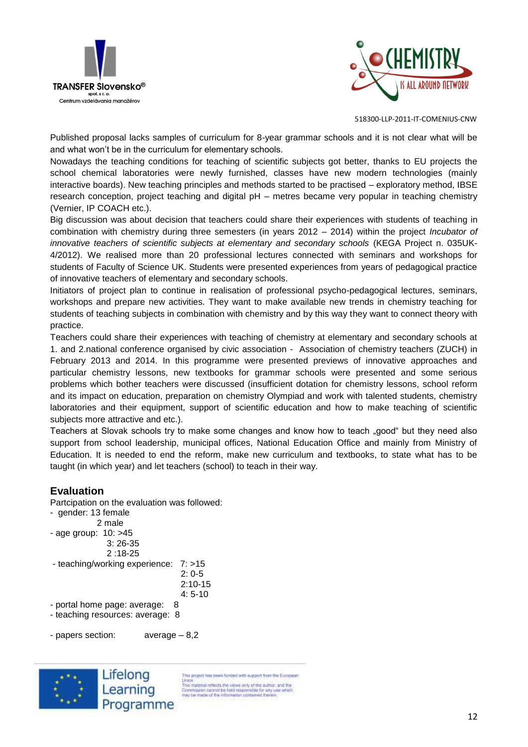Published proposal lacks samples of curriculum for 8-year grammar schools and it is not clear what will be and what won't be in the curriculum for elementary schools.

Nowadays the teaching conditions for teaching of scientific subjects got better, thanks to EU projects the school chemical laboratories were newly furnished, classes have new modern technologies (mainly interactive boards). New teaching principles and methods started to be practised – exploratory method, IBSE research conception, project teaching and digital pH – metres became very popular in teaching chemistry (Vernier, IP COACH etc.).

Big discussion was about decision that teachers could share their experiences with students of teaching in combination with chemistry during three semesters (in years 2012 – 2014) within the project *Incubator of innovative teachers of scientific subjects at elementary and secondary schools* (KEGA Project n. 035UK-4/2012). We realised more than 20 professional lectures connected with seminars and workshops for students of Faculty of Science UK. Students were presented experiences from years of pedagogical practice of innovative teachers of elementary and secondary schools.

Initiators of project plan to continue in realisation of professional psycho-pedagogical lectures, seminars, workshops and prepare new activities. They want to make available new trends in chemistry teaching for students of teaching subjects in combination with chemistry and by this way they want to connect theory with practice.

Teachers could share their experiences with teaching of chemistry at elementary and secondary schools at 1. and 2.national conference organised by civic association - Association of chemistry teachers (ZUCH) in February 2013 and 2014. In this programme were presented previews of innovative approaches and particular chemistry lessons, new textbooks for grammar schools were presented and some serious problems which bother teachers were discussed (insufficient dotation for chemistry lessons, school reform and its impact on education, preparation on chemistry Olympiad and work with talented students, chemistry laboratories and their equipment, support of scientific education and how to make teaching of scientific subjects more attractive and etc.).

Teachers at Slovak schools try to make some changes and know how to teach „good" but they need also support from school leadership, municipal offices, National Education Office and mainly from Ministry of Education. It is needed to end the reform, make new curriculum and textbooks, to state what has to be taught (in which year) and let teachers (school) to teach in their way.

## Evaluation

Partcipation on the evaluation was followed:

- gender: 13 female
  2 male
- age group: 10: >45
  3: 26-35
  2 :18-25
- teaching/working experience: 7: >15
  2: 0-5
  2:10-15
  4: 5-10
- portal home page: average: 8
- teaching resources: average: 8
- papers section: average – 8,2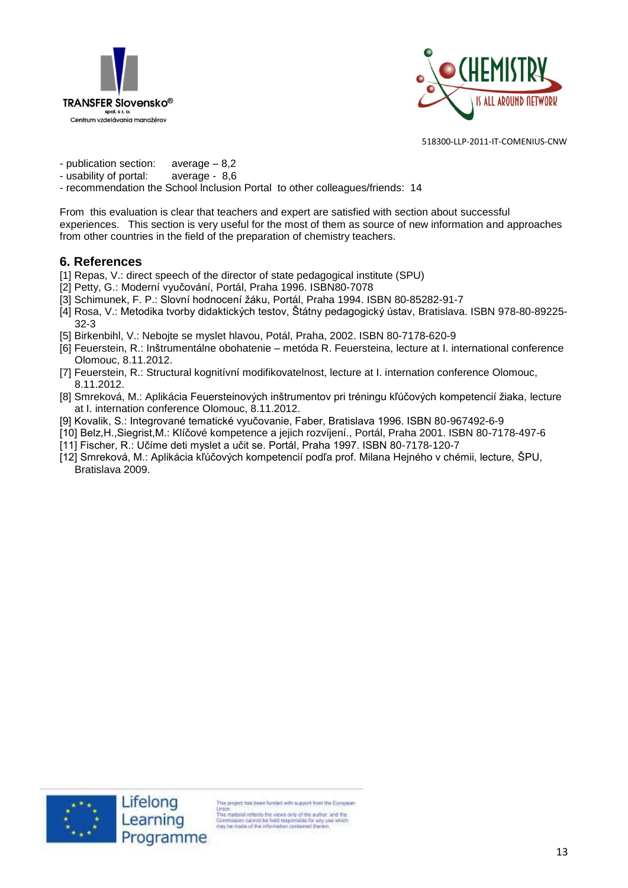- publication section: average – 8,2
- usability of portal: average - 8,6
- recommendation the School Inclusion Portal to other colleagues/friends: 14

From this evaluation is clear that teachers and expert are satisfied with section about successful experiences. This section is very useful for the most of them as source of new information and approaches from other countries in the field of the preparation of chemistry teachers.

## 6. References

[1] Repas, V.: direct speech of the director of state pedagogical institute (SPU)
[2] Petty, G.: Moderní vyučování, Portál, Praha 1996. ISBN80-7078
[3] Schimunek, F. P.: Slovní hodnocení žáku, Portál, Praha 1994. ISBN 80-85282-91-7
[4] Rosa, V.: Metodika tvorby didaktických testov, Štátny pedagogický ústav, Bratislava. ISBN 978-80-89225-32-3
[5] Birkenbihl, V.: Nebojte se myslet hlavou, Potál, Praha, 2002. ISBN 80-7178-620-9
[6] Feuerstein, R.: Inštrumentálne obohatenie – metóda R. Feuersteina, lecture at I. international conference Olomouc, 8.11.2012.
[7] Feuerstein, R.: Structural kognitívní modifikovatelnost, lecture at I. internation conference Olomouc, 8.11.2012.
[8] Smreková, M.: Aplikácia Feuersteinových inštrumentov pri tréningu kľúčových kompetencií žiaka, lecture at I. internation conference Olomouc, 8.11.2012.
[9] Kovalik, S.: Integrované tematické vyučovanie, Faber, Bratislava 1996. ISBN 80-967492-6-9
[10] Belz,H.,Siegrist,M.: Klíčové kompetence a jejich rozvíjení., Portál, Praha 2001. ISBN 80-7178-497-6
[11] Fischer, R.: Učíme deti myslet a učit se. Portál, Praha 1997. ISBN 80-7178-120-7
[12] Smreková, M.: Aplikácia kľúčových kompetencií podľa prof. Milana Hejného v chémii, lecture, ŠPU, Bratislava 2009.